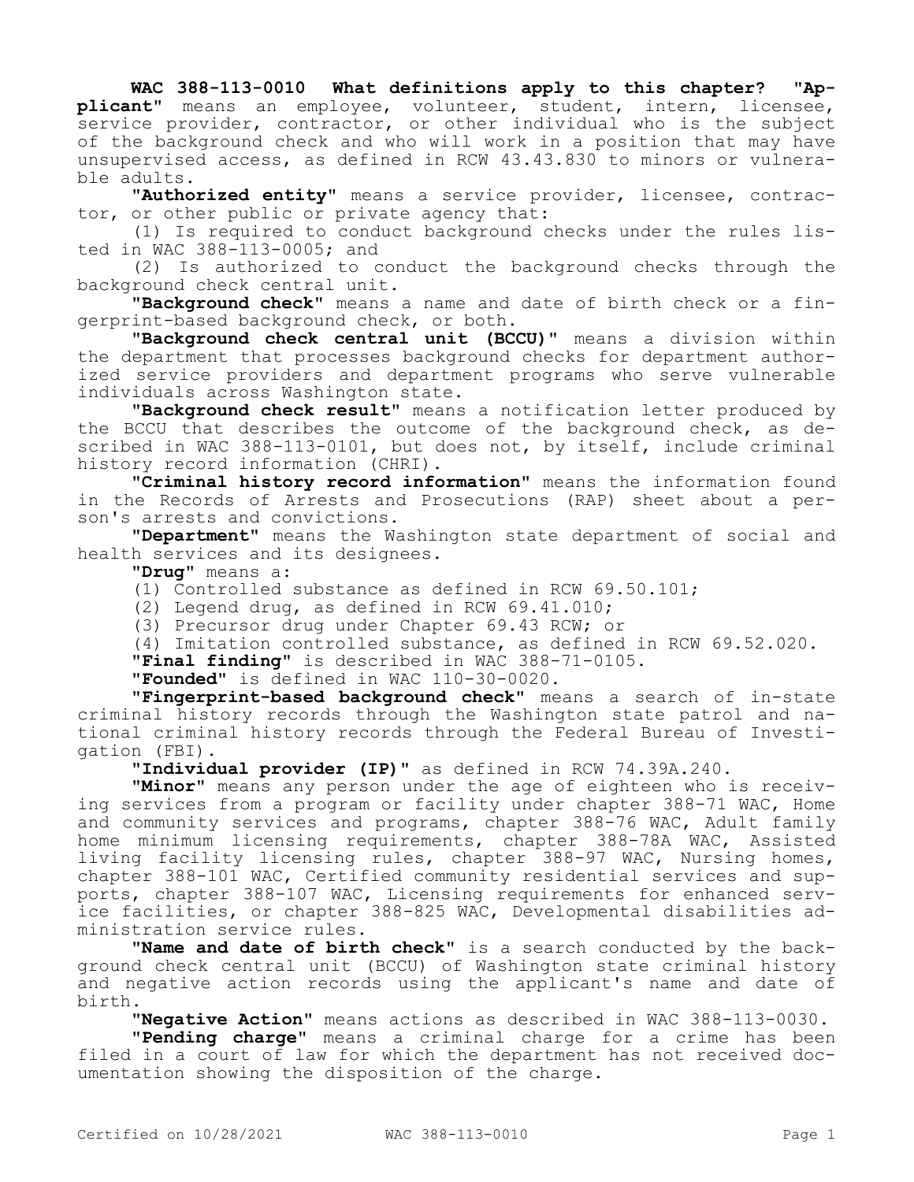**WAC 388-113-0010 What definitions apply to this chapter?** "**Applicant**" means an employee, volunteer, student, intern, licensee, service provider, contractor, or other individual who is the subject of the background check and who will work in a position that may have unsupervised access, as defined in RCW 43.43.830 to minors or vulnerable adults.

"**Authorized entity**" means a service provider, licensee, contractor, or other public or private agency that:

(1) Is required to conduct background checks under the rules listed in WAC 388-113-0005; and

(2) Is authorized to conduct the background checks through the background check central unit.

"**Background check**" means a name and date of birth check or a fingerprint-based background check, or both.

"**Background check central unit (BCCU)**" means a division within the department that processes background checks for department authorized service providers and department programs who serve vulnerable individuals across Washington state.

"**Background check result**" means a notification letter produced by the BCCU that describes the outcome of the background check, as described in WAC 388-113-0101, but does not, by itself, include criminal history record information (CHRI).

"**Criminal history record information**" means the information found in the Records of Arrests and Prosecutions (RAP) sheet about a person's arrests and convictions.

"**Department**" means the Washington state department of social and health services and its designees.

"**Drug**" means a:

(1) Controlled substance as defined in RCW 69.50.101;

(2) Legend drug, as defined in RCW 69.41.010;

(3) Precursor drug under Chapter 69.43 RCW; or

(4) Imitation controlled substance, as defined in RCW 69.52.020.

"**Final finding**" is described in WAC 388-71-0105.

"**Founded**" is defined in WAC 110-30-0020.

"**Fingerprint-based background check**" means a search of in-state criminal history records through the Washington state patrol and national criminal history records through the Federal Bureau of Investigation (FBI).

"**Individual provider (IP)**" as defined in RCW 74.39A.240.

"**Minor**" means any person under the age of eighteen who is receiving services from a program or facility under chapter 388-71 WAC, Home and community services and programs, chapter 388-76 WAC, Adult family home minimum licensing requirements, chapter 388-78A WAC, Assisted living facility licensing rules, chapter 388-97 WAC, Nursing homes, chapter 388-101 WAC, Certified community residential services and supports, chapter 388-107 WAC, Licensing requirements for enhanced service facilities, or chapter 388-825 WAC, Developmental disabilities administration service rules.

"**Name and date of birth check**" is a search conducted by the background check central unit (BCCU) of Washington state criminal history and negative action records using the applicant's name and date of birth.

"**Negative Action**" means actions as described in WAC 388-113-0030.

"**Pending charge**" means a criminal charge for a crime has been filed in a court of law for which the department has not received documentation showing the disposition of the charge.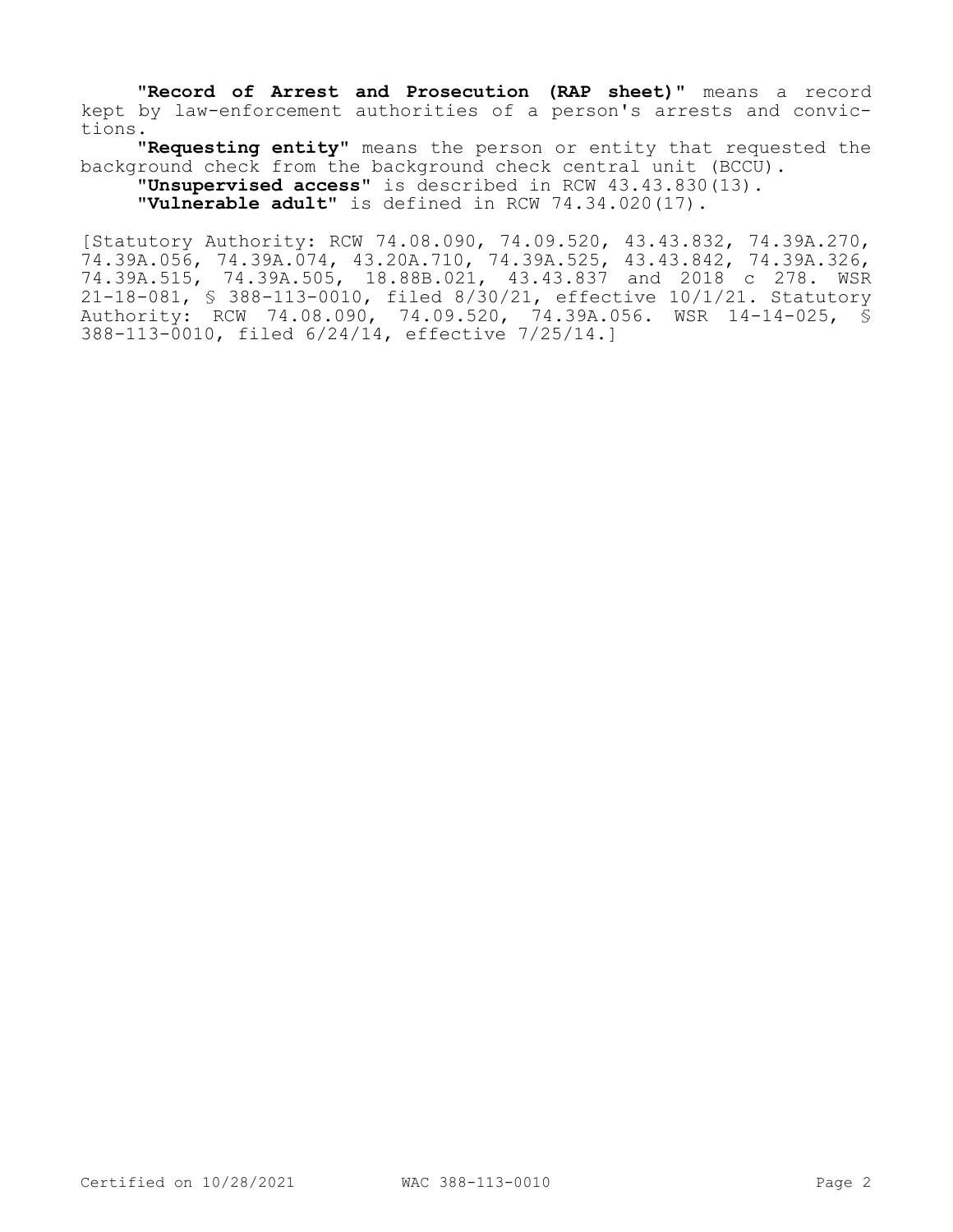"**Record of Arrest and Prosecution (RAP sheet)**" means a record kept by law-enforcement authorities of a person's arrests and convictions.

"**Requesting entity**" means the person or entity that requested the background check from the background check central unit (BCCU).

"**Unsupervised access**" is described in RCW 43.43.830(13).

"**Vulnerable adult**" is defined in RCW 74.34.020(17).

[Statutory Authority: RCW 74.08.090, 74.09.520, 43.43.832, 74.39A.270, 74.39A.056, 74.39A.074, 43.20A.710, 74.39A.525, 43.43.842, 74.39A.326, 74.39A.515, 74.39A.505, 18.88B.021, 43.43.837 and 2018 c 278. WSR 21-18-081, § 388-113-0010, filed 8/30/21, effective 10/1/21. Statutory Authority: RCW 74.08.090, 74.09.520, 74.39A.056. WSR 14-14-025, § 388-113-0010, filed 6/24/14, effective 7/25/14.]